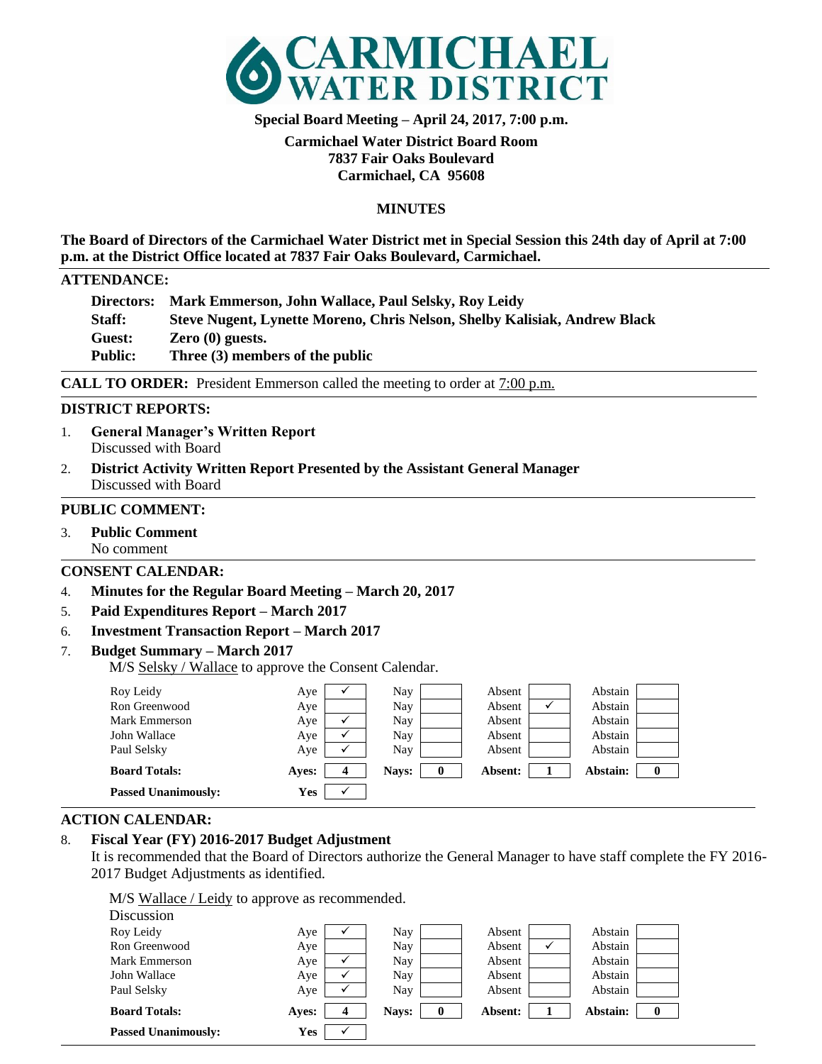# CARMICHAEL WATER DISTRICT

**Special Board Meeting – April 24, 2017, 7:00 p.m.**

**Carmichael Water District Board Room**
**7837 Fair Oaks Boulevard**
**Carmichael, CA 95608**

## MINUTES

**The Board of Directors of the Carmichael Water District met in Special Session this 24th day of April at 7:00 p.m. at the District Office located at 7837 Fair Oaks Boulevard, Carmichael.**

### ATTENDANCE:

**Directors:** **Mark Emmerson, John Wallace, Paul Selsky, Roy Leidy**
**Staff:** **Steve Nugent, Lynette Moreno, Chris Nelson, Shelby Kalisiak, Andrew Black**
**Guest:** **Zero (0) guests.**
**Public:** **Three (3) members of the public**

**CALL TO ORDER:** President Emmerson called the meeting to order at 7:00 p.m.

### DISTRICT REPORTS:

1. **General Manager's Written Report**
   Discussed with Board
2. **District Activity Written Report Presented by the Assistant General Manager**
   Discussed with Board

### PUBLIC COMMENT:

3. **Public Comment**
   No comment

### CONSENT CALENDAR:

4. **Minutes for the Regular Board Meeting – March 20, 2017**
5. **Paid Expenditures Report – March 2017**
6. **Investment Transaction Report – March 2017**
7. **Budget Summary – March 2017**
   M/S Selsky / Wallace to approve the Consent Calendar.

| | Aye | Nay | Absent | Abstain |
|---|---|---|---|---|
| Roy Leidy | ✓ | | | |
| Ron Greenwood | | | ✓ | |
| Mark Emmerson | ✓ | | | |
| John Wallace | ✓ | | | |
| Paul Selsky | ✓ | | | |
| **Board Totals:** | **Ayes: 4** | **Nays: 0** | **Absent: 1** | **Abstain: 0** |
| **Passed Unanimously:** | **Yes** ✓ | | | |

### ACTION CALENDAR:

8. **Fiscal Year (FY) 2016-2017 Budget Adjustment**
   It is recommended that the Board of Directors authorize the General Manager to have staff complete the FY 2016-2017 Budget Adjustments as identified.

   M/S Wallace / Leidy to approve as recommended.
   Discussion

| | Aye | Nay | Absent | Abstain |
|---|---|---|---|---|
| Roy Leidy | ✓ | | | |
| Ron Greenwood | | | ✓ | |
| Mark Emmerson | ✓ | | | |
| John Wallace | ✓ | | | |
| Paul Selsky | ✓ | | | |
| **Board Totals:** | **Ayes: 4** | **Nays: 0** | **Absent: 1** | **Abstain: 0** |
| **Passed Unanimously:** | **Yes** ✓ | | | |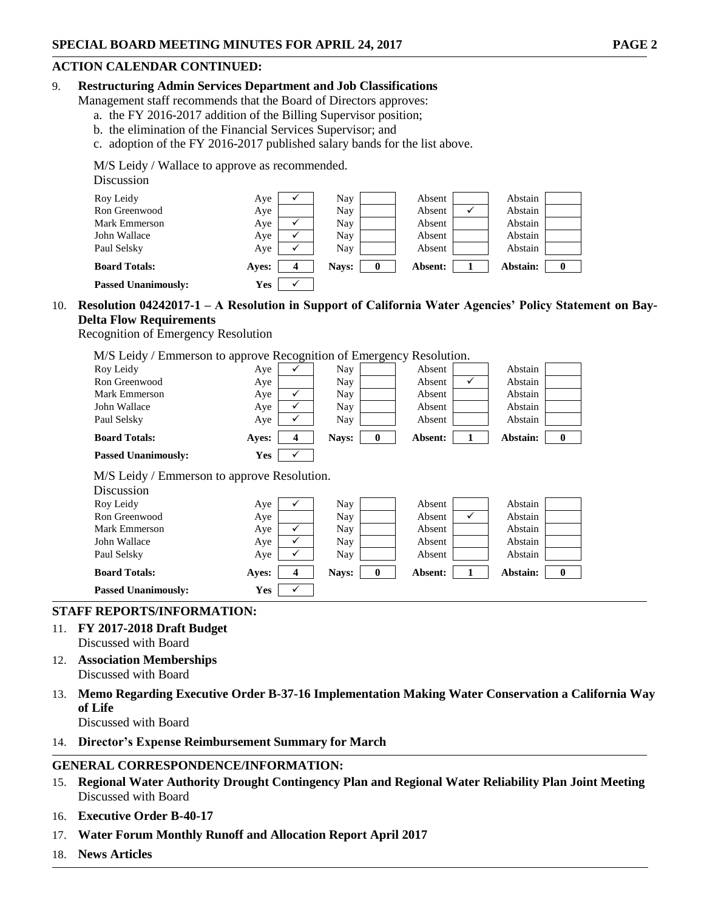## ACTION CALENDAR CONTINUED:

9. **Restructuring Admin Services Department and Job Classifications**
   Management staff recommends that the Board of Directors approves:
   a. the FY 2016-2017 addition of the Billing Supervisor position;
   b. the elimination of the Financial Services Supervisor; and
   c. adoption of the FY 2016-2017 published salary bands for the list above.

   M/S Leidy / Wallace to approve as recommended.
   Discussion

| | | | | | | | | |
|---|---|---|---|---|---|---|---|---|
| Roy Leidy | Aye | ✓ | Nay | | Absent | | Abstain | |
| Ron Greenwood | Aye | | Nay | | Absent | ✓ | Abstain | |
| Mark Emmerson | Aye | ✓ | Nay | | Absent | | Abstain | |
| John Wallace | Aye | ✓ | Nay | | Absent | | Abstain | |
| Paul Selsky | Aye | ✓ | Nay | | Absent | | Abstain | |
| **Board Totals:** | **Ayes:** | **4** | **Nays:** | **0** | **Absent:** | **1** | **Abstain:** | **0** |
| **Passed Unanimously:** | **Yes** | ✓ | | | | | | |

10. **Resolution 04242017-1 – A Resolution in Support of California Water Agencies' Policy Statement on Bay-Delta Flow Requirements**
    Recognition of Emergency Resolution

    M/S Leidy / Emmerson to approve Recognition of Emergency Resolution.

| | | | | | | | | |
|---|---|---|---|---|---|---|---|---|
| Roy Leidy | Aye | ✓ | Nay | | Absent | | Abstain | |
| Ron Greenwood | Aye | | Nay | | Absent | ✓ | Abstain | |
| Mark Emmerson | Aye | ✓ | Nay | | Absent | | Abstain | |
| John Wallace | Aye | ✓ | Nay | | Absent | | Abstain | |
| Paul Selsky | Aye | ✓ | Nay | | Absent | | Abstain | |
| **Board Totals:** | **Ayes:** | **4** | **Nays:** | **0** | **Absent:** | **1** | **Abstain:** | **0** |
| **Passed Unanimously:** | **Yes** | ✓ | | | | | | |

    M/S Leidy / Emmerson to approve Resolution.
    Discussion

| | | | | | | | | |
|---|---|---|---|---|---|---|---|---|
| Roy Leidy | Aye | ✓ | Nay | | Absent | | Abstain | |
| Ron Greenwood | Aye | | Nay | | Absent | ✓ | Abstain | |
| Mark Emmerson | Aye | ✓ | Nay | | Absent | | Abstain | |
| John Wallace | Aye | ✓ | Nay | | Absent | | Abstain | |
| Paul Selsky | Aye | ✓ | Nay | | Absent | | Abstain | |
| **Board Totals:** | **Ayes:** | **4** | **Nays:** | **0** | **Absent:** | **1** | **Abstain:** | **0** |
| **Passed Unanimously:** | **Yes** | ✓ | | | | | | |

## STAFF REPORTS/INFORMATION:

11. **FY 2017-2018 Draft Budget**
    Discussed with Board
12. **Association Memberships**
    Discussed with Board
13. **Memo Regarding Executive Order B-37-16 Implementation Making Water Conservation a California Way of Life**
    Discussed with Board
14. **Director's Expense Reimbursement Summary for March**

## GENERAL CORRESPONDENCE/INFORMATION:

15. **Regional Water Authority Drought Contingency Plan and Regional Water Reliability Plan Joint Meeting**
    Discussed with Board
16. **Executive Order B-40-17**
17. **Water Forum Monthly Runoff and Allocation Report April 2017**
18. **News Articles**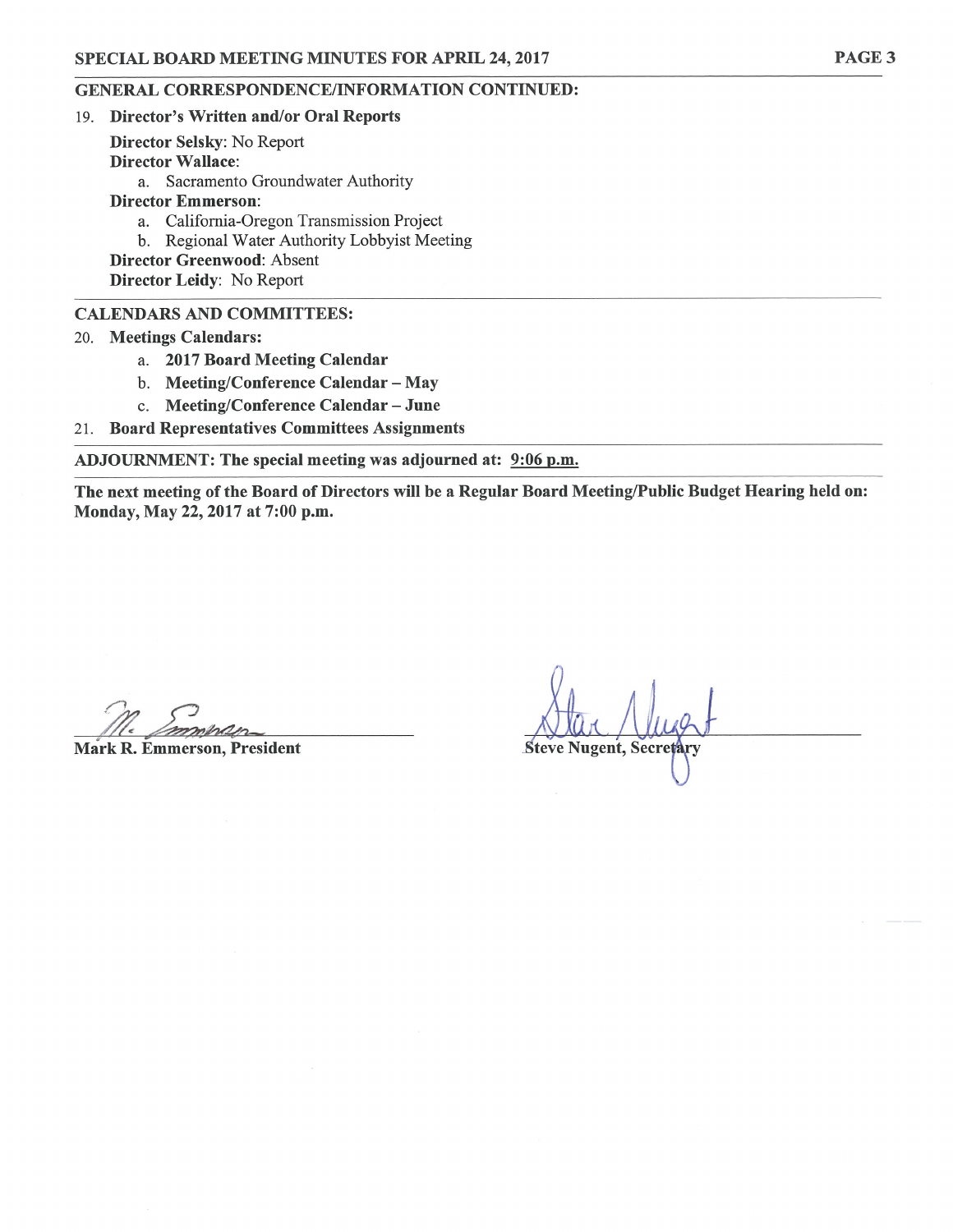## GENERAL CORRESPONDENCE/INFORMATION CONTINUED:

19. **Director's Written and/or Oral Reports**

    **Director Selsky**: No Report

    **Director Wallace**:

    a. Sacramento Groundwater Authority

    **Director Emmerson**:

    a. California-Oregon Transmission Project
    b. Regional Water Authority Lobbyist Meeting

    **Director Greenwood**: Absent

    **Director Leidy**: No Report

## CALENDARS AND COMMITTEES:

20. **Meetings Calendars:**

    a. **2017 Board Meeting Calendar**
    b. **Meeting/Conference Calendar – May**
    c. **Meeting/Conference Calendar – June**

21. **Board Representatives Committees Assignments**

**ADJOURNMENT: The special meeting was adjourned at: 9:06 p.m.**

**The next meeting of the Board of Directors will be a Regular Board Meeting/Public Budget Hearing held on: Monday, May 22, 2017 at 7:00 p.m.**

**Mark R. Emmerson, President**

**Steve Nugent, Secretary**